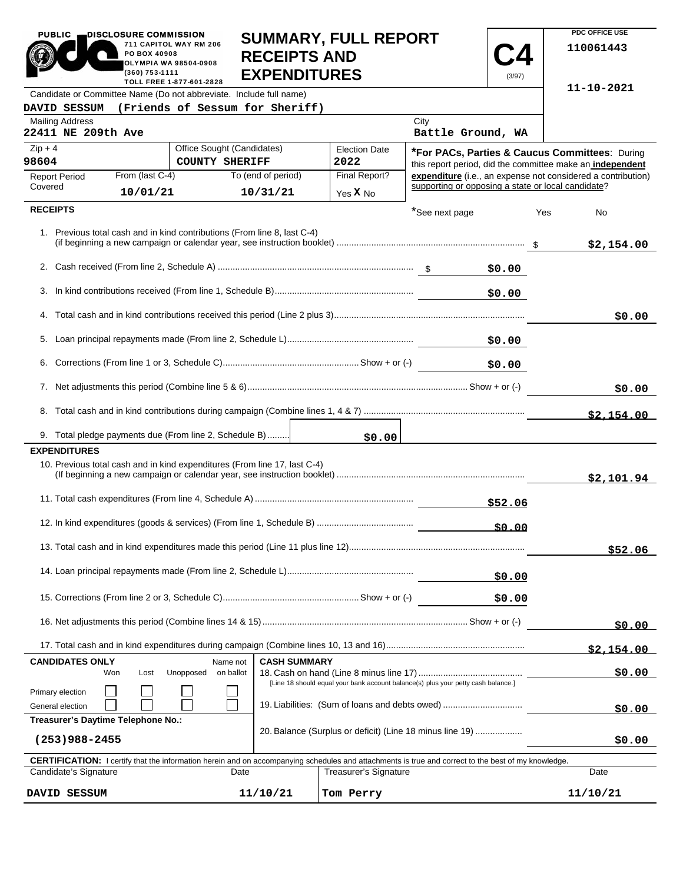**PUBLIC DISCLOSURE COMMISSION**
711 CAPITOL WAY RM 206
PO BOX 40908
OLYMPIA WA 98504-0908
(360) 753-1111
TOLL FREE 1-877-601-2828

# SUMMARY, FULL REPORT RECEIPTS AND EXPENDITURES

**C4** (3/97)

PDC OFFICE USE
110061443
11-10-2021

| Candidate or Committee Name (Do not abbreviate. Include full name) | | | |
|---|---|---|---|
| DAVID SESSUM (Friends of Sessum for Sheriff) | | | |
| Mailing Address: 22411 NE 209th Ave | | City: Battle Ground, WA | |
| Zip + 4: 98604 | Office Sought (Candidates): COUNTY SHERIFF | Election Date: 2022 | |
| Report Period Covered — From (last C-4): 10/01/21 | To (end of period): 10/31/21 | Final Report? Yes X No | |

***For PACs, Parties & Caucus Committees**: During this report period, did the committee make an **independent expenditure** (i.e., an expense not considered a contribution) supporting or opposing a state or local candidate?

*See next page — Yes — No

## RECEIPTS

| | | |
|---|---|---|
| 1. Previous total cash and in kind contributions (From line 8, last C-4) (if beginning a new campaign or calendar year, see instruction booklet) | | $2,154.00 |
| 2. Cash received (From line 2, Schedule A) | $0.00 | |
| 3. In kind contributions received (From line 1, Schedule B) | $0.00 | |
| 4. Total cash and in kind contributions received this period (Line 2 plus 3) | | $0.00 |
| 5. Loan principal repayments made (From line 2, Schedule L) | $0.00 | |
| 6. Corrections (From line 1 or 3, Schedule C) Show + or (-) | $0.00 | |
| 7. Net adjustments this period (Combine line 5 & 6) Show + or (-) | | $0.00 |
| 8. Total cash and in kind contributions during campaign (Combine lines 1, 4 & 7) | | $2,154.00 |
| 9. Total pledge payments due (From line 2, Schedule B) | $0.00 | |

## EXPENDITURES

| | | |
|---|---|---|
| 10. Previous total cash and in kind expenditures (From line 17, last C-4) (If beginning a new campaign or calendar year, see instruction booklet) | | $2,101.94 |
| 11. Total cash expenditures (From line 4, Schedule A) | $52.06 | |
| 12. In kind expenditures (goods & services) (From line 1, Schedule B) | $0.00 | |
| 13. Total cash and in kind expenditures made this period (Line 11 plus line 12) | | $52.06 |
| 14. Loan principal repayments made (From line 2, Schedule L) | $0.00 | |
| 15. Corrections (From line 2 or 3, Schedule C) Show + or (-) | $0.00 | |
| 16. Net adjustments this period (Combine lines 14 & 15) Show + or (-) | | $0.00 |
| 17. Total cash and in kind expenditures during campaign (Combine lines 10, 13 and 16) | | $2,154.00 |

**CANDIDATES ONLY**

| | Won | Lost | Unopposed | Name not on ballot |
|---|---|---|---|---|
| Primary election | ☐ | ☐ | ☐ | ☐ |
| General election | ☐ | ☐ | ☐ | ☐ |

**Treasurer's Daytime Telephone No.:** (253)988-2455

**CASH SUMMARY**

| | |
|---|---|
| 18. Cash on hand (Line 8 minus line 17) [Line 18 should equal your bank account balance(s) plus your petty cash balance.] | $0.00 |
| 19. Liabilities: (Sum of loans and debts owed) | $0.00 |
| 20. Balance (Surplus or deficit) (Line 18 minus line 19) | $0.00 |

**CERTIFICATION:** I certify that the information herein and on accompanying schedules and attachments is true and correct to the best of my knowledge.

| Candidate's Signature | Date | Treasurer's Signature | Date |
|---|---|---|---|
| DAVID SESSUM | 11/10/21 | Tom Perry | 11/10/21 |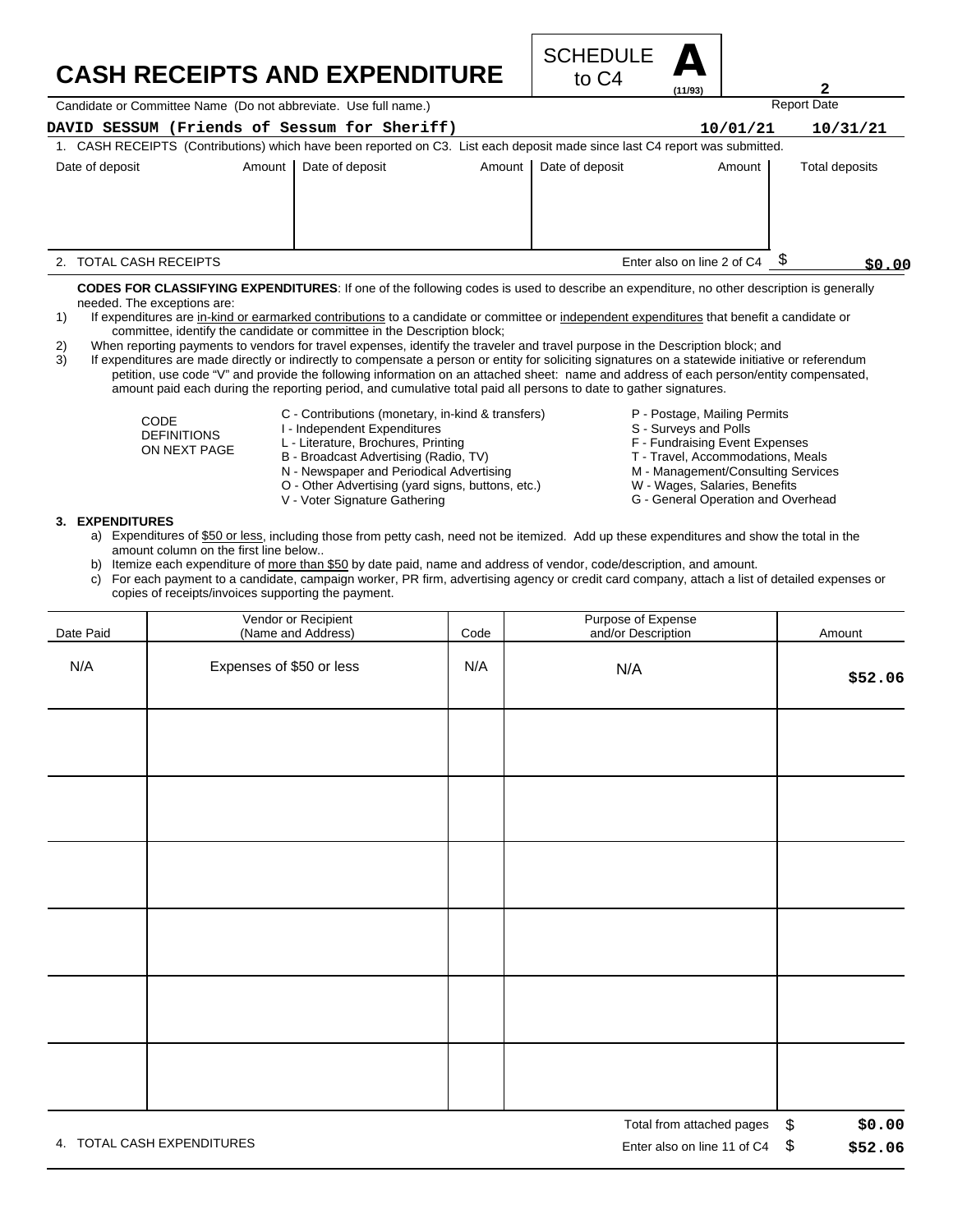# CASH RECEIPTS AND EXPENDITURE

SCHEDULE **A** to C4 (11/93)

**2**

Candidate or Committee Name (Do not abbreviate. Use full name.)

**DAVID SESSUM (Friends of Sessum for Sheriff)**

Report Date: **10/01/21** **10/31/21**

1. CASH RECEIPTS (Contributions) which have been reported on C3. List each deposit made since last C4 report was submitted.

| Date of deposit | Amount | Date of deposit | Amount | Date of deposit | Amount | Total deposits |
|---|---|---|---|---|---|---|
| | | | | | | |

2. TOTAL CASH RECEIPTS — Enter also on line 2 of C4 $ **$0.00**

**CODES FOR CLASSIFYING EXPENDITURES**: If one of the following codes is used to describe an expenditure, no other description is generally needed. The exceptions are:

1) If expenditures are in-kind or earmarked contributions to a candidate or committee or independent expenditures that benefit a candidate or committee, identify the candidate or committee in the Description block;
2) When reporting payments to vendors for travel expenses, identify the traveler and travel purpose in the Description block; and
3) If expenditures are made directly or indirectly to compensate a person or entity for soliciting signatures on a statewide initiative or referendum petition, use code "V" and provide the following information on an attached sheet: name and address of each person/entity compensated, amount paid each during the reporting period, and cumulative total paid all persons to date to gather signatures.

CODE DEFINITIONS ON NEXT PAGE

- C - Contributions (monetary, in-kind & transfers)
- I - Independent Expenditures
- L - Literature, Brochures, Printing
- B - Broadcast Advertising (Radio, TV)
- N - Newspaper and Periodical Advertising
- O - Other Advertising (yard signs, buttons, etc.)
- V - Voter Signature Gathering
- P - Postage, Mailing Permits
- S - Surveys and Polls
- F - Fundraising Event Expenses
- T - Travel, Accommodations, Meals
- M - Management/Consulting Services
- W - Wages, Salaries, Benefits
- G - General Operation and Overhead

**3. EXPENDITURES**

a) Expenditures of $50 or less, including those from petty cash, need not be itemized. Add up these expenditures and show the total in the amount column on the first line below..

b) Itemize each expenditure of more than $50 by date paid, name and address of vendor, code/description, and amount.

c) For each payment to a candidate, campaign worker, PR firm, advertising agency or credit card company, attach a list of detailed expenses or copies of receipts/invoices supporting the payment.

| Date Paid | Vendor or Recipient (Name and Address) | Code | Purpose of Expense and/or Description | Amount |
|---|---|---|---|---|
| N/A | Expenses of $50 or less | N/A | N/A | **$52.06** |
| | | | | |
| | | | | |
| | | | | |
| | | | | |
| | | | | |
| | | | | |

Total from attached pages $ **$0.00**

4. TOTAL CASH EXPENDITURES — Enter also on line 11 of C4 $ **$52.06**